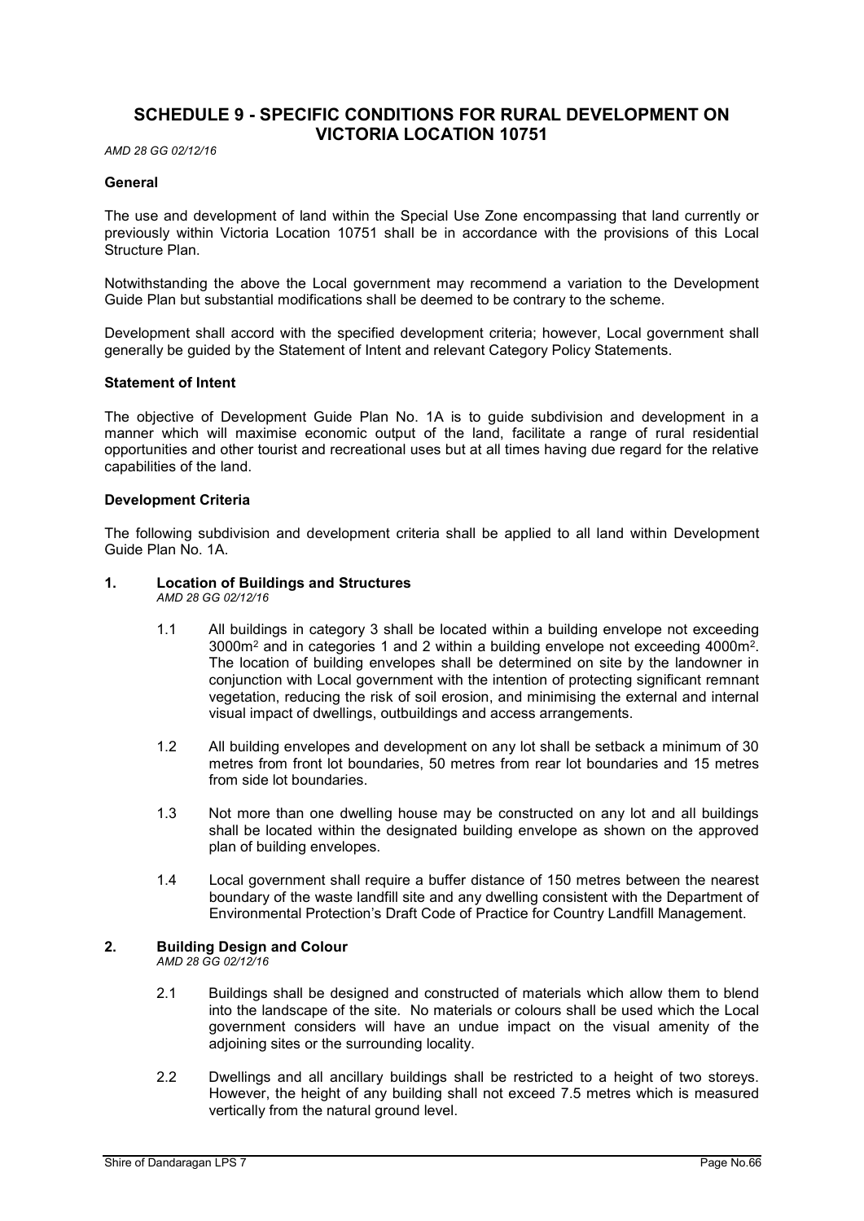# SCHEDULE 9 - SPECIFIC CONDITIONS FOR RURAL DEVELOPMENT ON VICTORIA LOCATION 10751

*AMD 28 GG 02/12/16*

**General**

The use and development of land within the Special Use Zone encompassing that land currently or previously within Victoria Location 10751 shall be in accordance with the provisions of this Local Structure Plan.

Notwithstanding the above the Local government may recommend a variation to the Development Guide Plan but substantial modifications shall be deemed to be contrary to the scheme.

Development shall accord with the specified development criteria; however, Local government shall generally be guided by the Statement of Intent and relevant Category Policy Statements.

**Statement of Intent**

The objective of Development Guide Plan No. 1A is to guide subdivision and development in a manner which will maximise economic output of the land, facilitate a range of rural residential opportunities and other tourist and recreational uses but at all times having due regard for the relative capabilities of the land.

**Development Criteria**

The following subdivision and development criteria shall be applied to all land within Development Guide Plan No. 1A.

**1. Location of Buildings and Structures**

*AMD 28 GG 02/12/16*

1.1 All buildings in category 3 shall be located within a building envelope not exceeding 3000m$^2$ and in categories 1 and 2 within a building envelope not exceeding 4000m$^2$. The location of building envelopes shall be determined on site by the landowner in conjunction with Local government with the intention of protecting significant remnant vegetation, reducing the risk of soil erosion, and minimising the external and internal visual impact of dwellings, outbuildings and access arrangements.

1.2 All building envelopes and development on any lot shall be setback a minimum of 30 metres from front lot boundaries, 50 metres from rear lot boundaries and 15 metres from side lot boundaries.

1.3 Not more than one dwelling house may be constructed on any lot and all buildings shall be located within the designated building envelope as shown on the approved plan of building envelopes.

1.4 Local government shall require a buffer distance of 150 metres between the nearest boundary of the waste landfill site and any dwelling consistent with the Department of Environmental Protection's Draft Code of Practice for Country Landfill Management.

**2. Building Design and Colour**

*AMD 28 GG 02/12/16*

2.1 Buildings shall be designed and constructed of materials which allow them to blend into the landscape of the site. No materials or colours shall be used which the Local government considers will have an undue impact on the visual amenity of the adjoining sites or the surrounding locality.

2.2 Dwellings and all ancillary buildings shall be restricted to a height of two storeys. However, the height of any building shall not exceed 7.5 metres which is measured vertically from the natural ground level.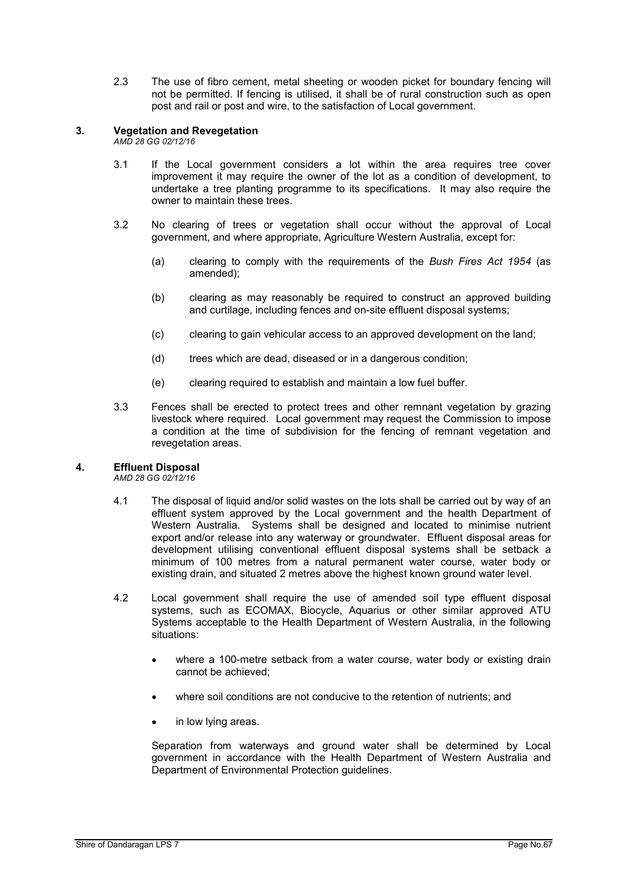2.3 The use of fibro cement, metal sheeting or wooden picket for boundary fencing will not be permitted. If fencing is utilised, it shall be of rural construction such as open post and rail or post and wire, to the satisfaction of Local government.

## 3. Vegetation and Revegetation

*AMD 28 GG 02/12/16*

3.1 If the Local government considers a lot within the area requires tree cover improvement it may require the owner of the lot as a condition of development, to undertake a tree planting programme to its specifications. It may also require the owner to maintain these trees.

3.2 No clearing of trees or vegetation shall occur without the approval of Local government, and where appropriate, Agriculture Western Australia, except for:

(a) clearing to comply with the requirements of the *Bush Fires Act 1954* (as amended);

(b) clearing as may reasonably be required to construct an approved building and curtilage, including fences and on-site effluent disposal systems;

(c) clearing to gain vehicular access to an approved development on the land;

(d) trees which are dead, diseased or in a dangerous condition;

(e) clearing required to establish and maintain a low fuel buffer.

3.3 Fences shall be erected to protect trees and other remnant vegetation by grazing livestock where required. Local government may request the Commission to impose a condition at the time of subdivision for the fencing of remnant vegetation and revegetation areas.

## 4. Effluent Disposal

*AMD 28 GG 02/12/16*

4.1 The disposal of liquid and/or solid wastes on the lots shall be carried out by way of an effluent system approved by the Local government and the health Department of Western Australia. Systems shall be designed and located to minimise nutrient export and/or release into any waterway or groundwater. Effluent disposal areas for development utilising conventional effluent disposal systems shall be setback a minimum of 100 metres from a natural permanent water course, water body or existing drain, and situated 2 metres above the highest known ground water level.

4.2 Local government shall require the use of amended soil type effluent disposal systems, such as ECOMAX, Biocycle, Aquarius or other similar approved ATU Systems acceptable to the Health Department of Western Australia, in the following situations:

- where a 100-metre setback from a water course, water body or existing drain cannot be achieved;
- where soil conditions are not conducive to the retention of nutrients; and
- in low lying areas.

Separation from waterways and ground water shall be determined by Local government in accordance with the Health Department of Western Australia and Department of Environmental Protection guidelines.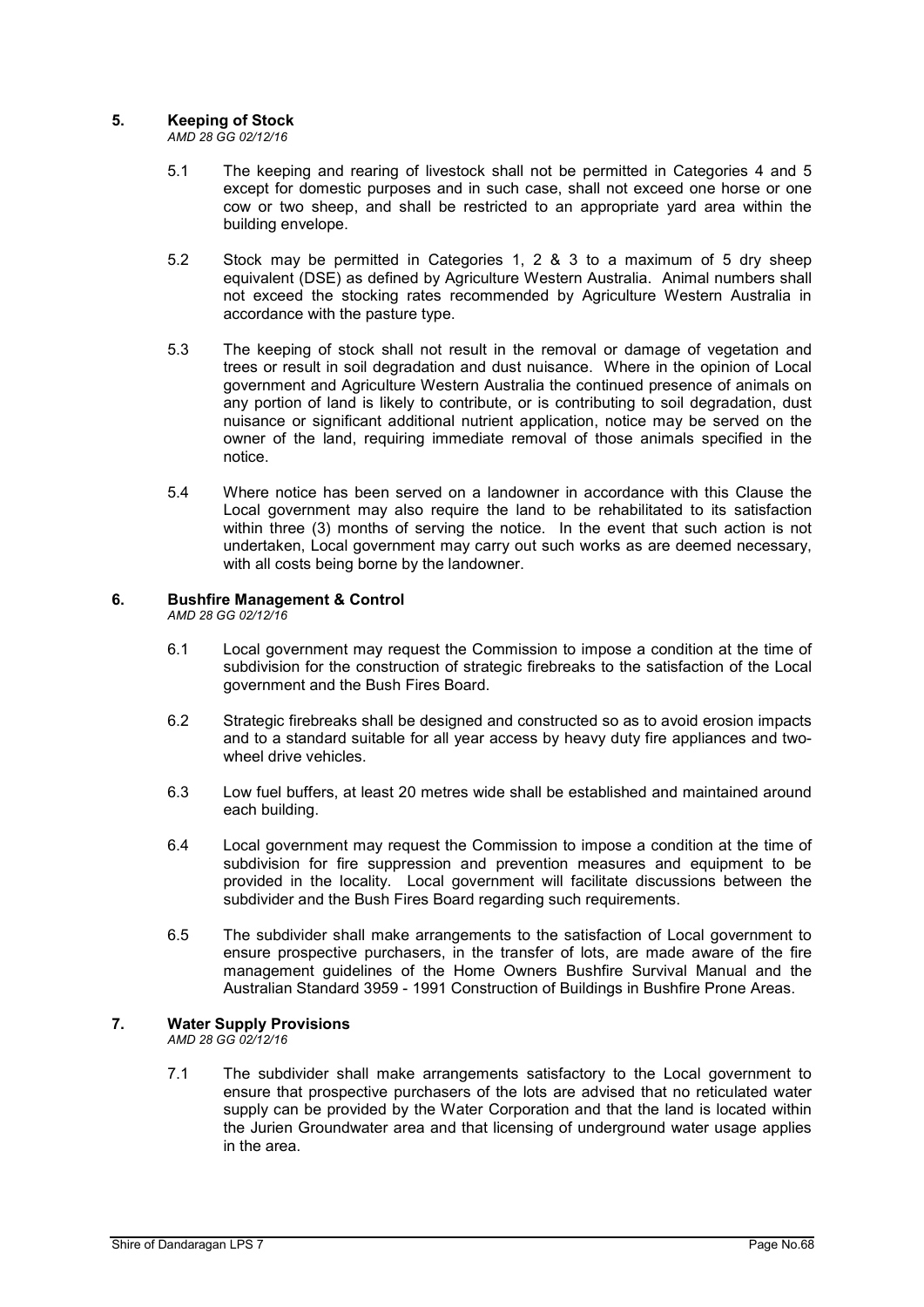## 5. Keeping of Stock

*AMD 28 GG 02/12/16*

5.1 The keeping and rearing of livestock shall not be permitted in Categories 4 and 5 except for domestic purposes and in such case, shall not exceed one horse or one cow or two sheep, and shall be restricted to an appropriate yard area within the building envelope.

5.2 Stock may be permitted in Categories 1, 2 & 3 to a maximum of 5 dry sheep equivalent (DSE) as defined by Agriculture Western Australia. Animal numbers shall not exceed the stocking rates recommended by Agriculture Western Australia in accordance with the pasture type.

5.3 The keeping of stock shall not result in the removal or damage of vegetation and trees or result in soil degradation and dust nuisance. Where in the opinion of Local government and Agriculture Western Australia the continued presence of animals on any portion of land is likely to contribute, or is contributing to soil degradation, dust nuisance or significant additional nutrient application, notice may be served on the owner of the land, requiring immediate removal of those animals specified in the notice.

5.4 Where notice has been served on a landowner in accordance with this Clause the Local government may also require the land to be rehabilitated to its satisfaction within three (3) months of serving the notice. In the event that such action is not undertaken, Local government may carry out such works as are deemed necessary, with all costs being borne by the landowner.

## 6. Bushfire Management & Control

*AMD 28 GG 02/12/16*

6.1 Local government may request the Commission to impose a condition at the time of subdivision for the construction of strategic firebreaks to the satisfaction of the Local government and the Bush Fires Board.

6.2 Strategic firebreaks shall be designed and constructed so as to avoid erosion impacts and to a standard suitable for all year access by heavy duty fire appliances and two-wheel drive vehicles.

6.3 Low fuel buffers, at least 20 metres wide shall be established and maintained around each building.

6.4 Local government may request the Commission to impose a condition at the time of subdivision for fire suppression and prevention measures and equipment to be provided in the locality. Local government will facilitate discussions between the subdivider and the Bush Fires Board regarding such requirements.

6.5 The subdivider shall make arrangements to the satisfaction of Local government to ensure prospective purchasers, in the transfer of lots, are made aware of the fire management guidelines of the Home Owners Bushfire Survival Manual and the Australian Standard 3959 - 1991 Construction of Buildings in Bushfire Prone Areas.

## 7. Water Supply Provisions

*AMD 28 GG 02/12/16*

7.1 The subdivider shall make arrangements satisfactory to the Local government to ensure that prospective purchasers of the lots are advised that no reticulated water supply can be provided by the Water Corporation and that the land is located within the Jurien Groundwater area and that licensing of underground water usage applies in the area.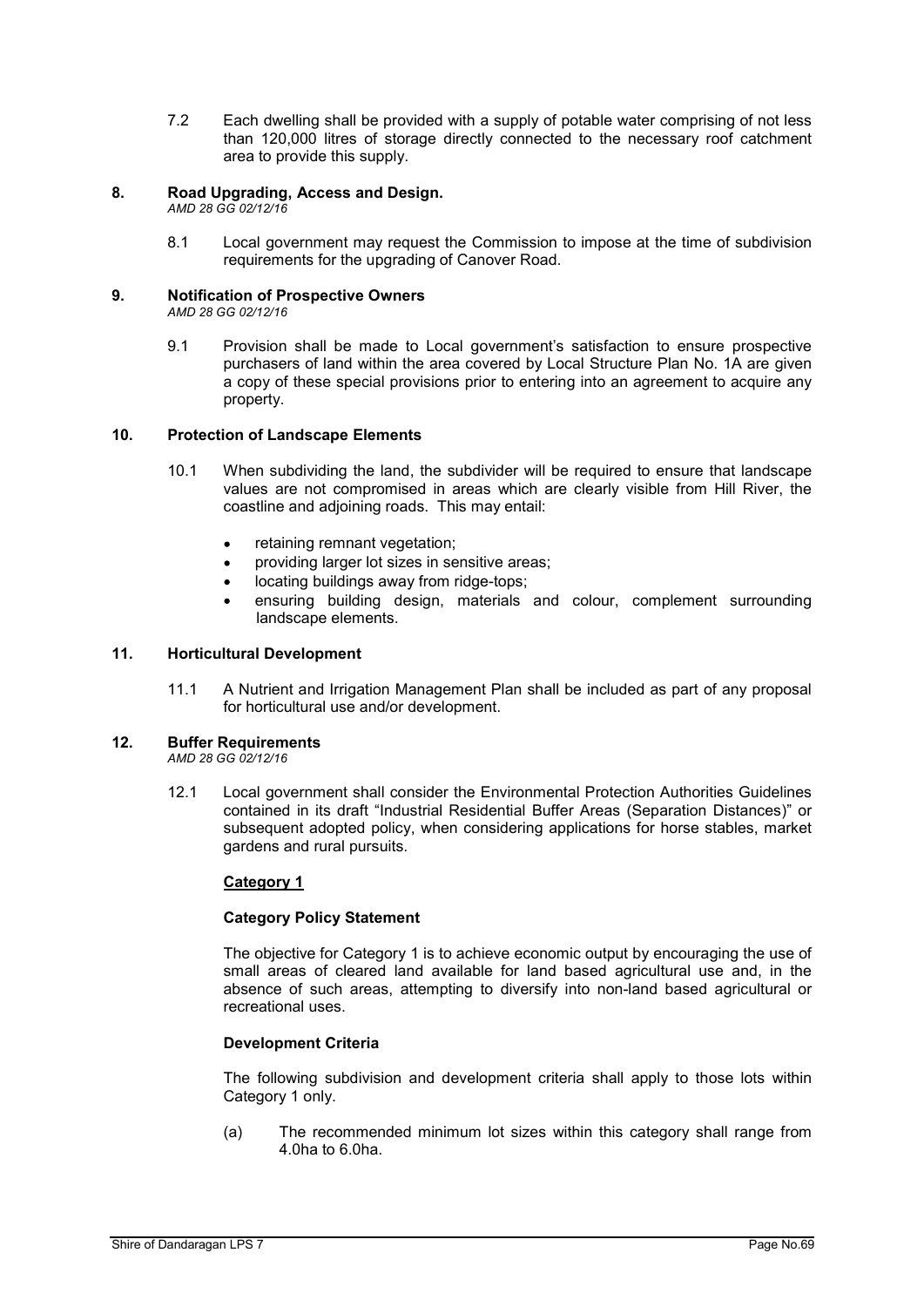7.2 Each dwelling shall be provided with a supply of potable water comprising of not less than 120,000 litres of storage directly connected to the necessary roof catchment area to provide this supply.

**8. Road Upgrading, Access and Design.**
*AMD 28 GG 02/12/16*

8.1 Local government may request the Commission to impose at the time of subdivision requirements for the upgrading of Canover Road.

**9. Notification of Prospective Owners**
*AMD 28 GG 02/12/16*

9.1 Provision shall be made to Local government's satisfaction to ensure prospective purchasers of land within the area covered by Local Structure Plan No. 1A are given a copy of these special provisions prior to entering into an agreement to acquire any property.

**10. Protection of Landscape Elements**

10.1 When subdividing the land, the subdivider will be required to ensure that landscape values are not compromised in areas which are clearly visible from Hill River, the coastline and adjoining roads. This may entail:

- retaining remnant vegetation;
- providing larger lot sizes in sensitive areas;
- locating buildings away from ridge-tops;
- ensuring building design, materials and colour, complement surrounding landscape elements.

**11. Horticultural Development**

11.1 A Nutrient and Irrigation Management Plan shall be included as part of any proposal for horticultural use and/or development.

**12. Buffer Requirements**
*AMD 28 GG 02/12/16*

12.1 Local government shall consider the Environmental Protection Authorities Guidelines contained in its draft "Industrial Residential Buffer Areas (Separation Distances)" or subsequent adopted policy, when considering applications for horse stables, market gardens and rural pursuits.

**Category 1**

**Category Policy Statement**

The objective for Category 1 is to achieve economic output by encouraging the use of small areas of cleared land available for land based agricultural use and, in the absence of such areas, attempting to diversify into non-land based agricultural or recreational uses.

**Development Criteria**

The following subdivision and development criteria shall apply to those lots within Category 1 only.

(a) The recommended minimum lot sizes within this category shall range from 4.0ha to 6.0ha.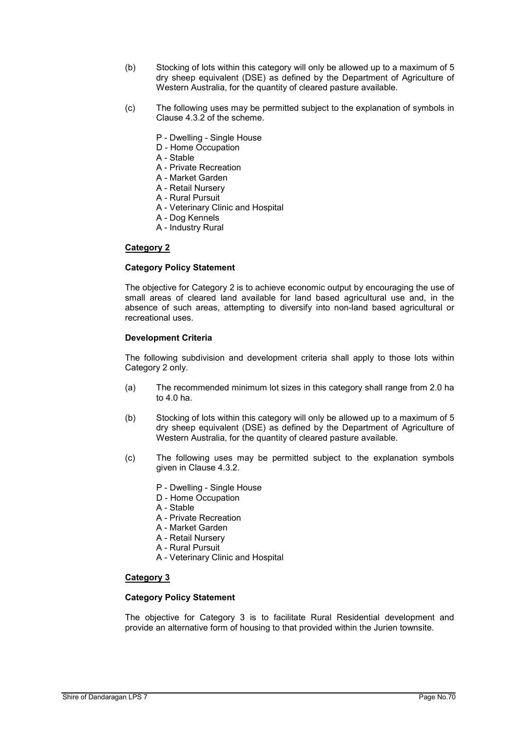(b) Stocking of lots within this category will only be allowed up to a maximum of 5 dry sheep equivalent (DSE) as defined by the Department of Agriculture of Western Australia, for the quantity of cleared pasture available.

(c) The following uses may be permitted subject to the explanation of symbols in Clause 4.3.2 of the scheme.

P - Dwelling - Single House
D - Home Occupation
A - Stable
A - Private Recreation
A - Market Garden
A - Retail Nursery
A - Rural Pursuit
A - Veterinary Clinic and Hospital
A - Dog Kennels
A - Industry Rural

**Category 2**

**Category Policy Statement**

The objective for Category 2 is to achieve economic output by encouraging the use of small areas of cleared land available for land based agricultural use and, in the absence of such areas, attempting to diversify into non-land based agricultural or recreational uses.

**Development Criteria**

The following subdivision and development criteria shall apply to those lots within Category 2 only.

(a) The recommended minimum lot sizes in this category shall range from 2.0 ha to 4.0 ha.

(b) Stocking of lots within this category will only be allowed up to a maximum of 5 dry sheep equivalent (DSE) as defined by the Department of Agriculture of Western Australia, for the quantity of cleared pasture available.

(c) The following uses may be permitted subject to the explanation symbols given in Clause 4.3.2.

P - Dwelling - Single House
D - Home Occupation
A - Stable
A - Private Recreation
A - Market Garden
A - Retail Nursery
A - Rural Pursuit
A - Veterinary Clinic and Hospital

**Category 3**

**Category Policy Statement**

The objective for Category 3 is to facilitate Rural Residential development and provide an alternative form of housing to that provided within the Jurien townsite.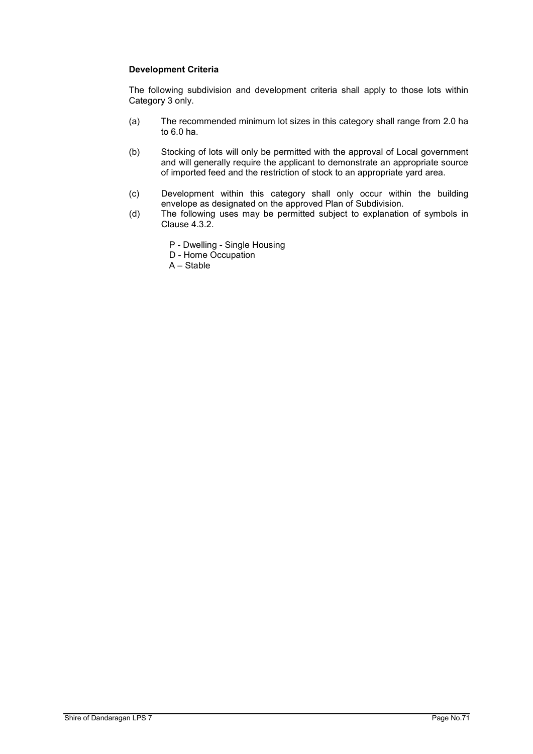**Development Criteria**

The following subdivision and development criteria shall apply to those lots within Category 3 only.

(a) The recommended minimum lot sizes in this category shall range from 2.0 ha to 6.0 ha.

(b) Stocking of lots will only be permitted with the approval of Local government and will generally require the applicant to demonstrate an appropriate source of imported feed and the restriction of stock to an appropriate yard area.

(c) Development within this category shall only occur within the building envelope as designated on the approved Plan of Subdivision.

(d) The following uses may be permitted subject to explanation of symbols in Clause 4.3.2.

P - Dwelling - Single Housing
D - Home Occupation
A – Stable